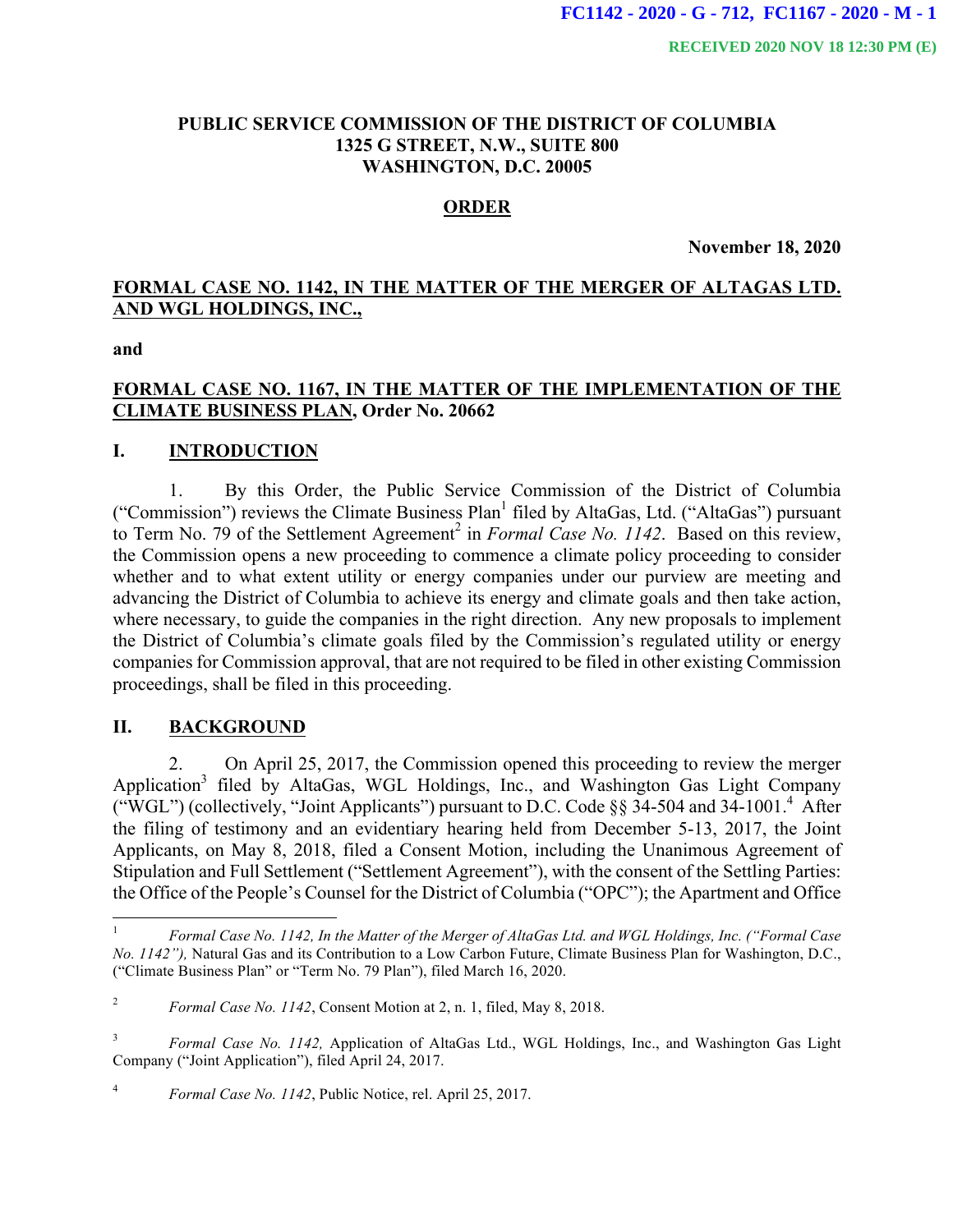**PUBLIC SERVICE COMMISSION OF THE DISTRICT OF COLUMBIA**
**1325 G STREET, N.W., SUITE 800**
**WASHINGTON, D.C. 20005**

**ORDER**

**November 18, 2020**

**FORMAL CASE NO. 1142, IN THE MATTER OF THE MERGER OF ALTAGAS LTD. AND WGL HOLDINGS, INC.,**

**and**

**FORMAL CASE NO. 1167, IN THE MATTER OF THE IMPLEMENTATION OF THE CLIMATE BUSINESS PLAN, Order No. 20662**

## I. INTRODUCTION

1. By this Order, the Public Service Commission of the District of Columbia ("Commission") reviews the Climate Business Plan[1] filed by AltaGas, Ltd. ("AltaGas") pursuant to Term No. 79 of the Settlement Agreement[2] in *Formal Case No. 1142*. Based on this review, the Commission opens a new proceeding to commence a climate policy proceeding to consider whether and to what extent utility or energy companies under our purview are meeting and advancing the District of Columbia to achieve its energy and climate goals and then take action, where necessary, to guide the companies in the right direction. Any new proposals to implement the District of Columbia's climate goals filed by the Commission's regulated utility or energy companies for Commission approval, that are not required to be filed in other existing Commission proceedings, shall be filed in this proceeding.

## II. BACKGROUND

2. On April 25, 2017, the Commission opened this proceeding to review the merger Application[3] filed by AltaGas, WGL Holdings, Inc., and Washington Gas Light Company ("WGL") (collectively, "Joint Applicants") pursuant to D.C. Code §§ 34-504 and 34-1001.[4] After the filing of testimony and an evidentiary hearing held from December 5-13, 2017, the Joint Applicants, on May 8, 2018, filed a Consent Motion, including the Unanimous Agreement of Stipulation and Full Settlement ("Settlement Agreement"), with the consent of the Settling Parties: the Office of the People's Counsel for the District of Columbia ("OPC"); the Apartment and Office

---

[1] *Formal Case No. 1142, In the Matter of the Merger of AltaGas Ltd. and WGL Holdings, Inc. ("Formal Case No. 1142"),* Natural Gas and its Contribution to a Low Carbon Future, Climate Business Plan for Washington, D.C., ("Climate Business Plan" or "Term No. 79 Plan"), filed March 16, 2020.

[2] *Formal Case No. 1142*, Consent Motion at 2, n. 1, filed, May 8, 2018.

[3] *Formal Case No. 1142,* Application of AltaGas Ltd., WGL Holdings, Inc., and Washington Gas Light Company ("Joint Application"), filed April 24, 2017.

[4] *Formal Case No. 1142*, Public Notice, rel. April 25, 2017.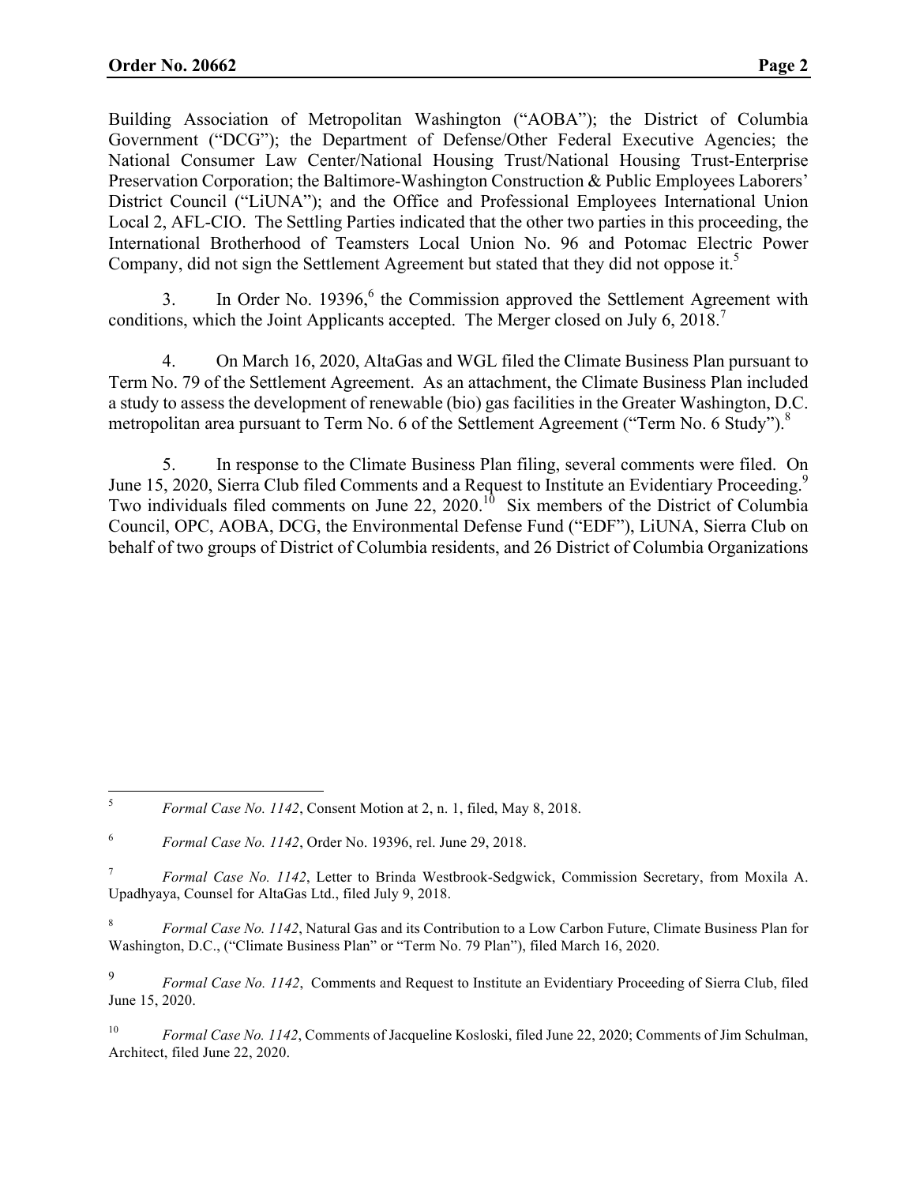Building Association of Metropolitan Washington ("AOBA"); the District of Columbia Government ("DCG"); the Department of Defense/Other Federal Executive Agencies; the National Consumer Law Center/National Housing Trust/National Housing Trust-Enterprise Preservation Corporation; the Baltimore-Washington Construction & Public Employees Laborers' District Council ("LiUNA"); and the Office and Professional Employees International Union Local 2, AFL-CIO. The Settling Parties indicated that the other two parties in this proceeding, the International Brotherhood of Teamsters Local Union No. 96 and Potomac Electric Power Company, did not sign the Settlement Agreement but stated that they did not oppose it.[5]

3. In Order No. 19396,[6] the Commission approved the Settlement Agreement with conditions, which the Joint Applicants accepted. The Merger closed on July 6, 2018.[7]

4. On March 16, 2020, AltaGas and WGL filed the Climate Business Plan pursuant to Term No. 79 of the Settlement Agreement. As an attachment, the Climate Business Plan included a study to assess the development of renewable (bio) gas facilities in the Greater Washington, D.C. metropolitan area pursuant to Term No. 6 of the Settlement Agreement ("Term No. 6 Study").[8]

5. In response to the Climate Business Plan filing, several comments were filed. On June 15, 2020, Sierra Club filed Comments and a Request to Institute an Evidentiary Proceeding.[9] Two individuals filed comments on June 22, 2020.[10] Six members of the District of Columbia Council, OPC, AOBA, DCG, the Environmental Defense Fund ("EDF"), LiUNA, Sierra Club on behalf of two groups of District of Columbia residents, and 26 District of Columbia Organizations

---

[5] *Formal Case No. 1142*, Consent Motion at 2, n. 1, filed, May 8, 2018.

[6] *Formal Case No. 1142*, Order No. 19396, rel. June 29, 2018.

[7] *Formal Case No. 1142*, Letter to Brinda Westbrook-Sedgwick, Commission Secretary, from Moxila A. Upadhyaya, Counsel for AltaGas Ltd., filed July 9, 2018.

[8] *Formal Case No. 1142*, Natural Gas and its Contribution to a Low Carbon Future, Climate Business Plan for Washington, D.C., ("Climate Business Plan" or "Term No. 79 Plan"), filed March 16, 2020.

[9] *Formal Case No. 1142*, Comments and Request to Institute an Evidentiary Proceeding of Sierra Club, filed June 15, 2020.

[10] *Formal Case No. 1142*, Comments of Jacqueline Kosloski, filed June 22, 2020; Comments of Jim Schulman, Architect, filed June 22, 2020.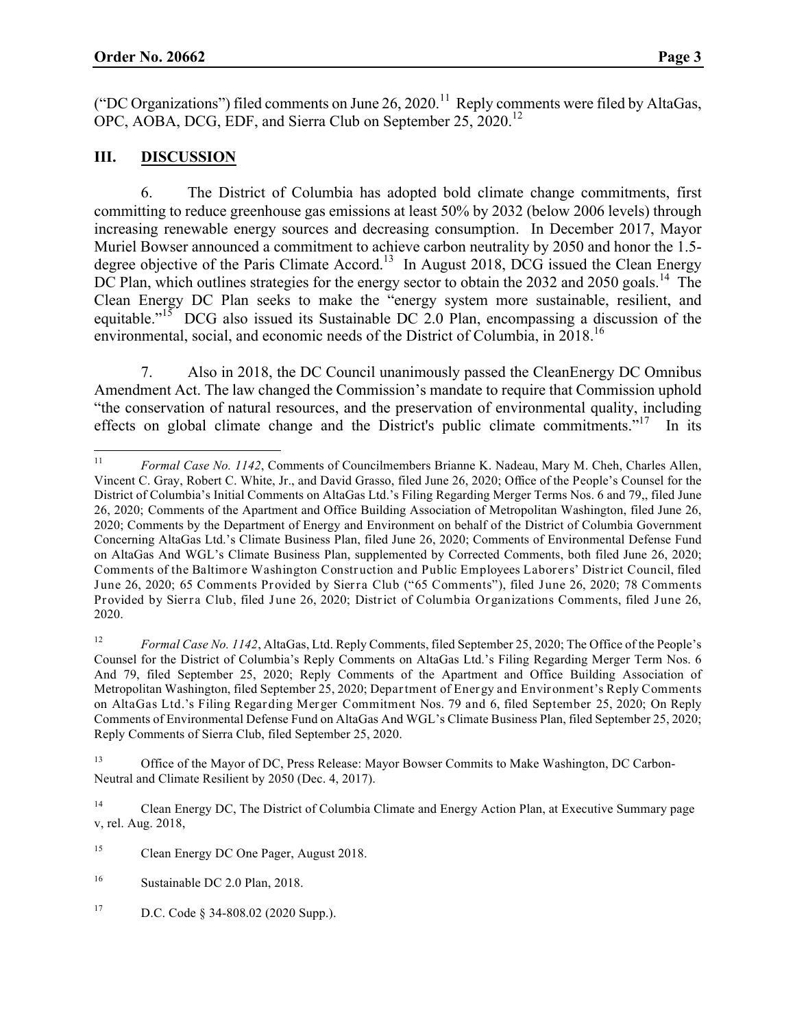("DC Organizations") filed comments on June 26, 2020.[11] Reply comments were filed by AltaGas, OPC, AOBA, DCG, EDF, and Sierra Club on September 25, 2020.[12]

## III. DISCUSSION

6. The District of Columbia has adopted bold climate change commitments, first committing to reduce greenhouse gas emissions at least 50% by 2032 (below 2006 levels) through increasing renewable energy sources and decreasing consumption. In December 2017, Mayor Muriel Bowser announced a commitment to achieve carbon neutrality by 2050 and honor the 1.5-degree objective of the Paris Climate Accord.[13] In August 2018, DCG issued the Clean Energy DC Plan, which outlines strategies for the energy sector to obtain the 2032 and 2050 goals.[14] The Clean Energy DC Plan seeks to make the "energy system more sustainable, resilient, and equitable."[15] DCG also issued its Sustainable DC 2.0 Plan, encompassing a discussion of the environmental, social, and economic needs of the District of Columbia, in 2018.[16]

7. Also in 2018, the DC Council unanimously passed the CleanEnergy DC Omnibus Amendment Act. The law changed the Commission's mandate to require that Commission uphold "the conservation of natural resources, and the preservation of environmental quality, including effects on global climate change and the District's public climate commitments."[17] In its

---

[11] *Formal Case No. 1142*, Comments of Councilmembers Brianne K. Nadeau, Mary M. Cheh, Charles Allen, Vincent C. Gray, Robert C. White, Jr., and David Grasso, filed June 26, 2020; Office of the People's Counsel for the District of Columbia's Initial Comments on AltaGas Ltd.'s Filing Regarding Merger Terms Nos. 6 and 79,, filed June 26, 2020; Comments of the Apartment and Office Building Association of Metropolitan Washington, filed June 26, 2020; Comments by the Department of Energy and Environment on behalf of the District of Columbia Government Concerning AltaGas Ltd.'s Climate Business Plan, filed June 26, 2020; Comments of Environmental Defense Fund on AltaGas And WGL's Climate Business Plan, supplemented by Corrected Comments, both filed June 26, 2020; Comments of the Baltimore Washington Construction and Public Employees Laborers' District Council, filed June 26, 2020; 65 Comments Provided by Sierra Club ("65 Comments"), filed June 26, 2020; 78 Comments Provided by Sierra Club, filed June 26, 2020; District of Columbia Organizations Comments, filed June 26, 2020.

[12] *Formal Case No. 1142*, AltaGas, Ltd. Reply Comments, filed September 25, 2020; The Office of the People's Counsel for the District of Columbia's Reply Comments on AltaGas Ltd.'s Filing Regarding Merger Term Nos. 6 And 79, filed September 25, 2020; Reply Comments of the Apartment and Office Building Association of Metropolitan Washington, filed September 25, 2020; Department of Energy and Environment's Reply Comments on AltaGas Ltd.'s Filing Regarding Merger Commitment Nos. 79 and 6, filed September 25, 2020; On Reply Comments of Environmental Defense Fund on AltaGas And WGL's Climate Business Plan, filed September 25, 2020; Reply Comments of Sierra Club, filed September 25, 2020.

[13] Office of the Mayor of DC, Press Release: Mayor Bowser Commits to Make Washington, DC Carbon-Neutral and Climate Resilient by 2050 (Dec. 4, 2017).

[14] Clean Energy DC, The District of Columbia Climate and Energy Action Plan, at Executive Summary page v, rel. Aug. 2018,

[15] Clean Energy DC One Pager, August 2018.

[16] Sustainable DC 2.0 Plan, 2018.

[17] D.C. Code § 34-808.02 (2020 Supp.).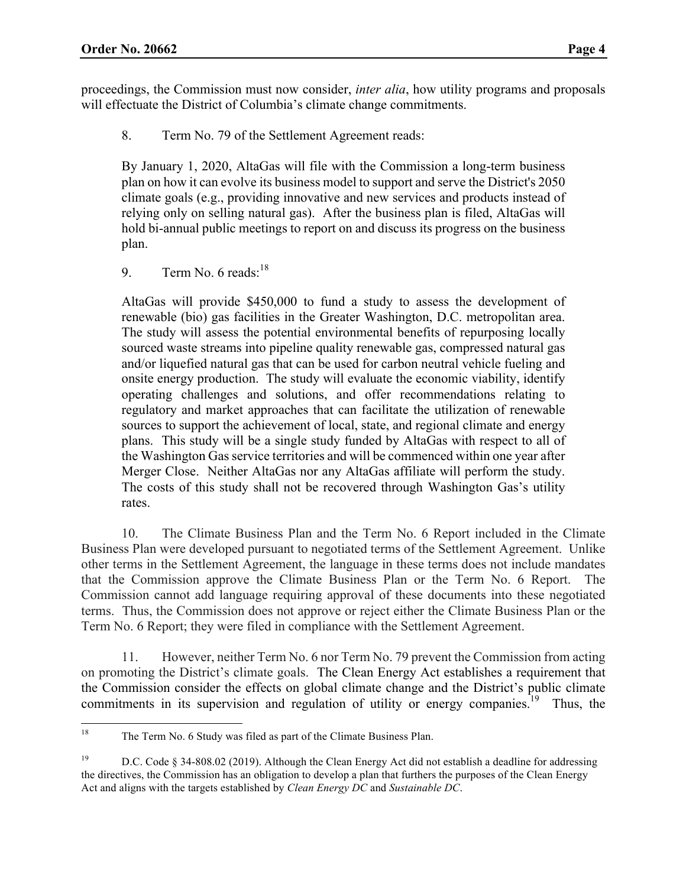proceedings, the Commission must now consider, *inter alia*, how utility programs and proposals will effectuate the District of Columbia's climate change commitments.

8. Term No. 79 of the Settlement Agreement reads:

> By January 1, 2020, AltaGas will file with the Commission a long-term business plan on how it can evolve its business model to support and serve the District's 2050 climate goals (e.g., providing innovative and new services and products instead of relying only on selling natural gas). After the business plan is filed, AltaGas will hold bi-annual public meetings to report on and discuss its progress on the business plan.

9. Term No. 6 reads:[18]

> AltaGas will provide $450,000 to fund a study to assess the development of renewable (bio) gas facilities in the Greater Washington, D.C. metropolitan area. The study will assess the potential environmental benefits of repurposing locally sourced waste streams into pipeline quality renewable gas, compressed natural gas and/or liquefied natural gas that can be used for carbon neutral vehicle fueling and onsite energy production. The study will evaluate the economic viability, identify operating challenges and solutions, and offer recommendations relating to regulatory and market approaches that can facilitate the utilization of renewable sources to support the achievement of local, state, and regional climate and energy plans. This study will be a single study funded by AltaGas with respect to all of the Washington Gas service territories and will be commenced within one year after Merger Close. Neither AltaGas nor any AltaGas affiliate will perform the study. The costs of this study shall not be recovered through Washington Gas's utility rates.

10. The Climate Business Plan and the Term No. 6 Report included in the Climate Business Plan were developed pursuant to negotiated terms of the Settlement Agreement. Unlike other terms in the Settlement Agreement, the language in these terms does not include mandates that the Commission approve the Climate Business Plan or the Term No. 6 Report. The Commission cannot add language requiring approval of these documents into these negotiated terms. Thus, the Commission does not approve or reject either the Climate Business Plan or the Term No. 6 Report; they were filed in compliance with the Settlement Agreement.

11. However, neither Term No. 6 nor Term No. 79 prevent the Commission from acting on promoting the District's climate goals. The Clean Energy Act establishes a requirement that the Commission consider the effects on global climate change and the District's public climate commitments in its supervision and regulation of utility or energy companies.[19] Thus, the

---

[18] The Term No. 6 Study was filed as part of the Climate Business Plan.

[19] D.C. Code § 34-808.02 (2019). Although the Clean Energy Act did not establish a deadline for addressing the directives, the Commission has an obligation to develop a plan that furthers the purposes of the Clean Energy Act and aligns with the targets established by *Clean Energy DC* and *Sustainable DC*.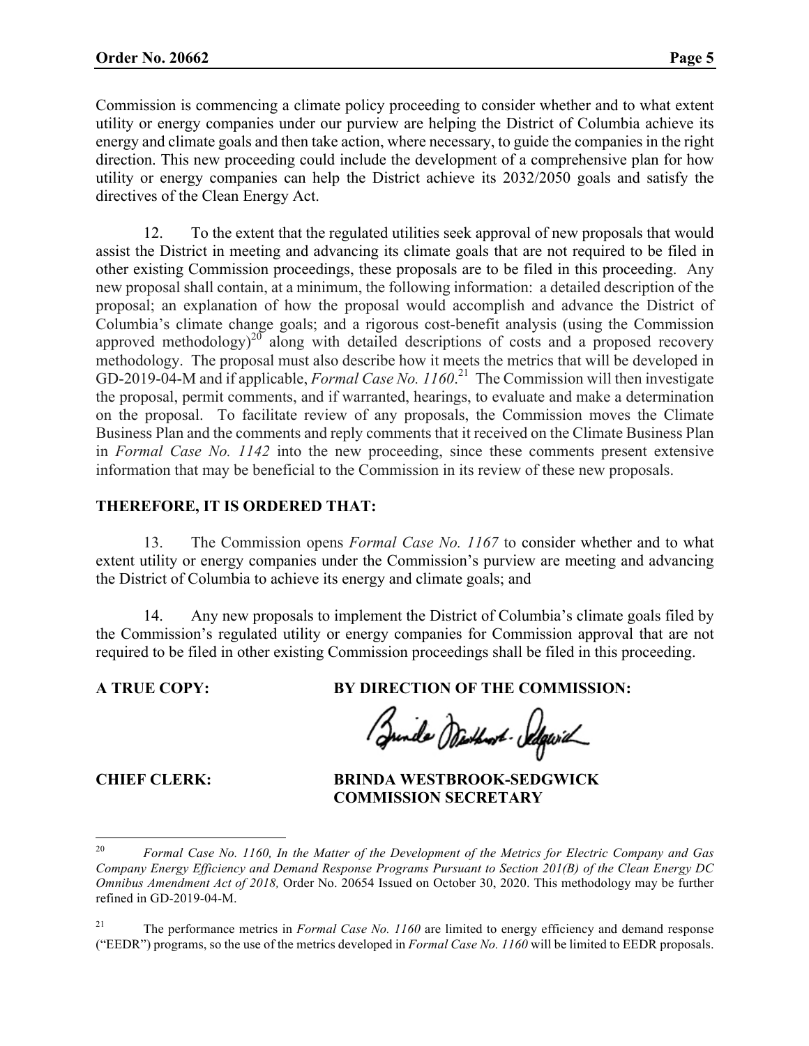Commission is commencing a climate policy proceeding to consider whether and to what extent utility or energy companies under our purview are helping the District of Columbia achieve its energy and climate goals and then take action, where necessary, to guide the companies in the right direction. This new proceeding could include the development of a comprehensive plan for how utility or energy companies can help the District achieve its 2032/2050 goals and satisfy the directives of the Clean Energy Act.

12. To the extent that the regulated utilities seek approval of new proposals that would assist the District in meeting and advancing its climate goals that are not required to be filed in other existing Commission proceedings, these proposals are to be filed in this proceeding. Any new proposal shall contain, at a minimum, the following information: a detailed description of the proposal; an explanation of how the proposal would accomplish and advance the District of Columbia's climate change goals; and a rigorous cost-benefit analysis (using the Commission approved methodology)[20] along with detailed descriptions of costs and a proposed recovery methodology. The proposal must also describe how it meets the metrics that will be developed in GD-2019-04-M and if applicable, *Formal Case No. 1160*.[21] The Commission will then investigate the proposal, permit comments, and if warranted, hearings, to evaluate and make a determination on the proposal. To facilitate review of any proposals, the Commission moves the Climate Business Plan and the comments and reply comments that it received on the Climate Business Plan in *Formal Case No. 1142* into the new proceeding, since these comments present extensive information that may be beneficial to the Commission in its review of these new proposals.

**THEREFORE, IT IS ORDERED THAT:**

13. The Commission opens *Formal Case No. 1167* to consider whether and to what extent utility or energy companies under the Commission's purview are meeting and advancing the District of Columbia to achieve its energy and climate goals; and

14. Any new proposals to implement the District of Columbia's climate goals filed by the Commission's regulated utility or energy companies for Commission approval that are not required to be filed in other existing Commission proceedings shall be filed in this proceeding.

**A TRUE COPY:** **BY DIRECTION OF THE COMMISSION:**

**CHIEF CLERK:** **BRINDA WESTBROOK-SEDGWICK**
**COMMISSION SECRETARY**

---

[20] *Formal Case No. 1160, In the Matter of the Development of the Metrics for Electric Company and Gas Company Energy Efficiency and Demand Response Programs Pursuant to Section 201(B) of the Clean Energy DC Omnibus Amendment Act of 2018,* Order No. 20654 Issued on October 30, 2020. This methodology may be further refined in GD-2019-04-M.

[21] The performance metrics in *Formal Case No. 1160* are limited to energy efficiency and demand response ("EEDR") programs, so the use of the metrics developed in *Formal Case No. 1160* will be limited to EEDR proposals.